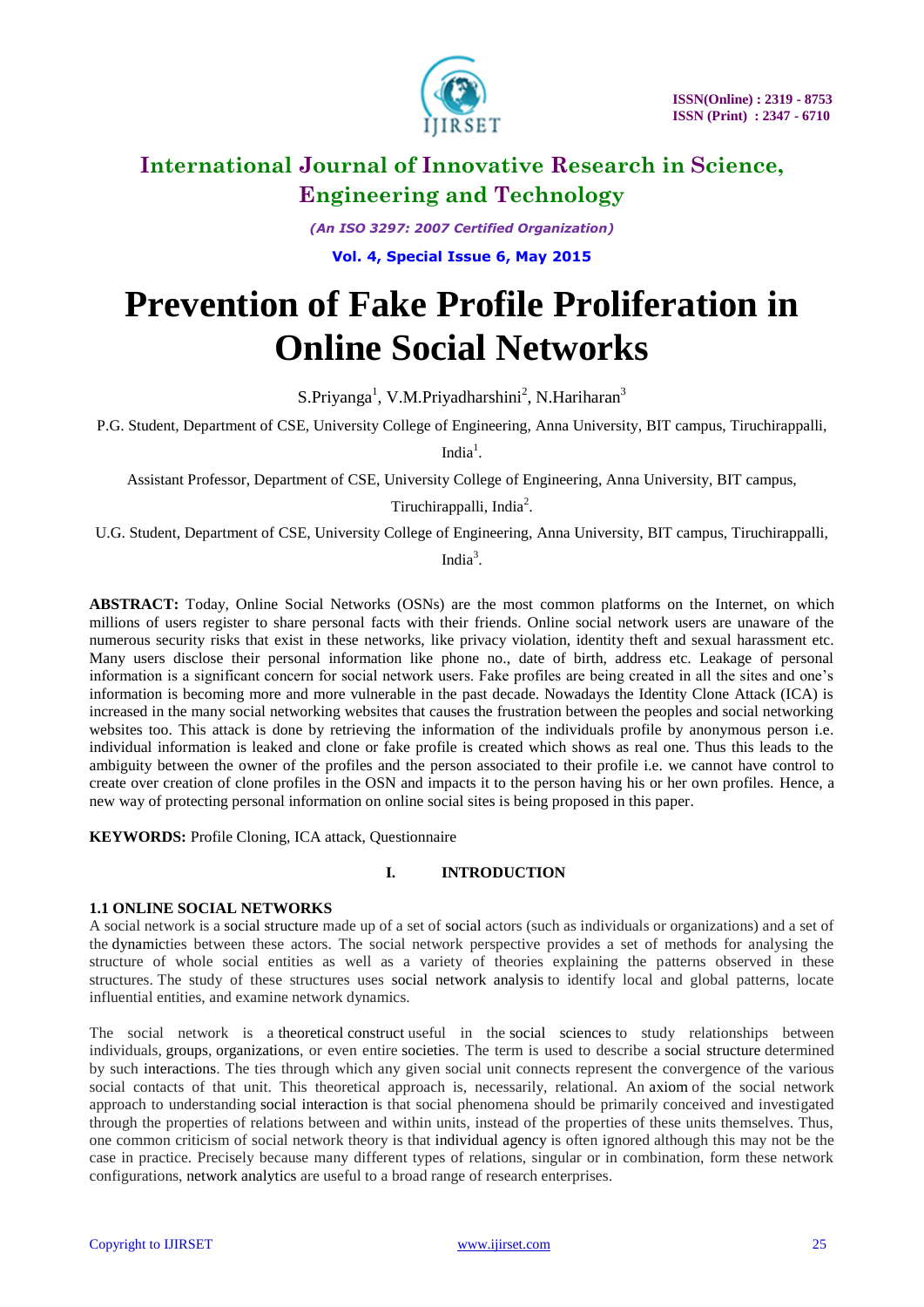# Prevention of Fake Profile Proliferation in Online Social Networks

S.Priyanga[1], V.M.Priyadharshini[2], N.Hariharan[3]

P.G. Student, Department of CSE, University College of Engineering, Anna University, BIT campus, Tiruchirappalli, India[1].

Assistant Professor, Department of CSE, University College of Engineering, Anna University, BIT campus, Tiruchirappalli, India[2].

U.G. Student, Department of CSE, University College of Engineering, Anna University, BIT campus, Tiruchirappalli, India[3].

**ABSTRACT:** Today, Online Social Networks (OSNs) are the most common platforms on the Internet, on which millions of users register to share personal facts with their friends. Online social network users are unaware of the numerous security risks that exist in these networks, like privacy violation, identity theft and sexual harassment etc. Many users disclose their personal information like phone no., date of birth, address etc. Leakage of personal information is a significant concern for social network users. Fake profiles are being created in all the sites and one's information is becoming more and more vulnerable in the past decade. Nowadays the Identity Clone Attack (ICA) is increased in the many social networking websites that causes the frustration between the peoples and social networking websites too. This attack is done by retrieving the information of the individuals profile by anonymous person i.e. individual information is leaked and clone or fake profile is created which shows as real one. Thus this leads to the ambiguity between the owner of the profiles and the person associated to their profile i.e. we cannot have control to create over creation of clone profiles in the OSN and impacts it to the person having his or her own profiles. Hence, a new way of protecting personal information on online social sites is being proposed in this paper.

**KEYWORDS:** Profile Cloning, ICA attack, Questionnaire

## I. INTRODUCTION

### 1.1 ONLINE SOCIAL NETWORKS

A social network is a social structure made up of a set of social actors (such as individuals or organizations) and a set of the dynamicties between these actors. The social network perspective provides a set of methods for analysing the structure of whole social entities as well as a variety of theories explaining the patterns observed in these structures. The study of these structures uses social network analysis to identify local and global patterns, locate influential entities, and examine network dynamics.

The social network is a theoretical construct useful in the social sciences to study relationships between individuals, groups, organizations, or even entire societies. The term is used to describe a social structure determined by such interactions. The ties through which any given social unit connects represent the convergence of the various social contacts of that unit. This theoretical approach is, necessarily, relational. An axiom of the social network approach to understanding social interaction is that social phenomena should be primarily conceived and investigated through the properties of relations between and within units, instead of the properties of these units themselves. Thus, one common criticism of social network theory is that individual agency is often ignored although this may not be the case in practice. Precisely because many different types of relations, singular or in combination, form these network configurations, network analytics are useful to a broad range of research enterprises.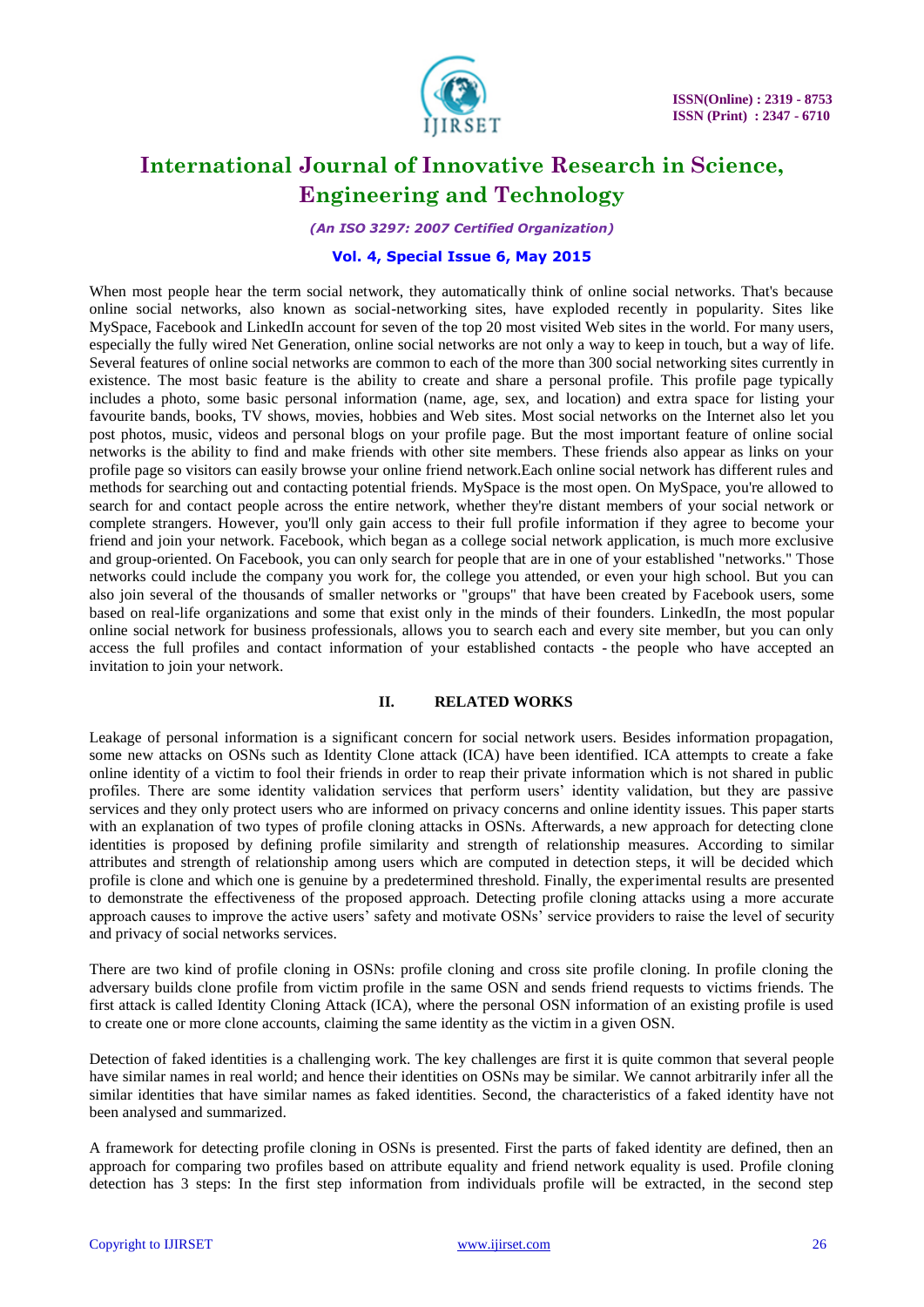When most people hear the term social network, they automatically think of online social networks. That's because online social networks, also known as social-networking sites, have exploded recently in popularity. Sites like MySpace, Facebook and LinkedIn account for seven of the top 20 most visited Web sites in the world. For many users, especially the fully wired Net Generation, online social networks are not only a way to keep in touch, but a way of life. Several features of online social networks are common to each of the more than 300 social networking sites currently in existence. The most basic feature is the ability to create and share a personal profile. This profile page typically includes a photo, some basic personal information (name, age, sex, and location) and extra space for listing your favourite bands, books, TV shows, movies, hobbies and Web sites. Most social networks on the Internet also let you post photos, music, videos and personal blogs on your profile page. But the most important feature of online social networks is the ability to find and make friends with other site members. These friends also appear as links on your profile page so visitors can easily browse your online friend network.Each online social network has different rules and methods for searching out and contacting potential friends. MySpace is the most open. On MySpace, you're allowed to search for and contact people across the entire network, whether they're distant members of your social network or complete strangers. However, you'll only gain access to their full profile information if they agree to become your friend and join your network. Facebook, which began as a college social network application, is much more exclusive and group-oriented. On Facebook, you can only search for people that are in one of your established "networks." Those networks could include the company you work for, the college you attended, or even your high school. But you can also join several of the thousands of smaller networks or "groups" that have been created by Facebook users, some based on real-life organizations and some that exist only in the minds of their founders. LinkedIn, the most popular online social network for business professionals, allows you to search each and every site member, but you can only access the full profiles and contact information of your established contacts - the people who have accepted an invitation to join your network.

## II. RELATED WORKS

Leakage of personal information is a significant concern for social network users. Besides information propagation, some new attacks on OSNs such as Identity Clone attack (ICA) have been identified. ICA attempts to create a fake online identity of a victim to fool their friends in order to reap their private information which is not shared in public profiles. There are some identity validation services that perform users' identity validation, but they are passive services and they only protect users who are informed on privacy concerns and online identity issues. This paper starts with an explanation of two types of profile cloning attacks in OSNs. Afterwards, a new approach for detecting clone identities is proposed by defining profile similarity and strength of relationship measures. According to similar attributes and strength of relationship among users which are computed in detection steps, it will be decided which profile is clone and which one is genuine by a predetermined threshold. Finally, the experimental results are presented to demonstrate the effectiveness of the proposed approach. Detecting profile cloning attacks using a more accurate approach causes to improve the active users' safety and motivate OSNs' service providers to raise the level of security and privacy of social networks services.

There are two kind of profile cloning in OSNs: profile cloning and cross site profile cloning. In profile cloning the adversary builds clone profile from victim profile in the same OSN and sends friend requests to victims friends. The first attack is called Identity Cloning Attack (ICA), where the personal OSN information of an existing profile is used to create one or more clone accounts, claiming the same identity as the victim in a given OSN.

Detection of faked identities is a challenging work. The key challenges are first it is quite common that several people have similar names in real world; and hence their identities on OSNs may be similar. We cannot arbitrarily infer all the similar identities that have similar names as faked identities. Second, the characteristics of a faked identity have not been analysed and summarized.

A framework for detecting profile cloning in OSNs is presented. First the parts of faked identity are defined, then an approach for comparing two profiles based on attribute equality and friend network equality is used. Profile cloning detection has 3 steps: In the first step information from individuals profile will be extracted, in the second step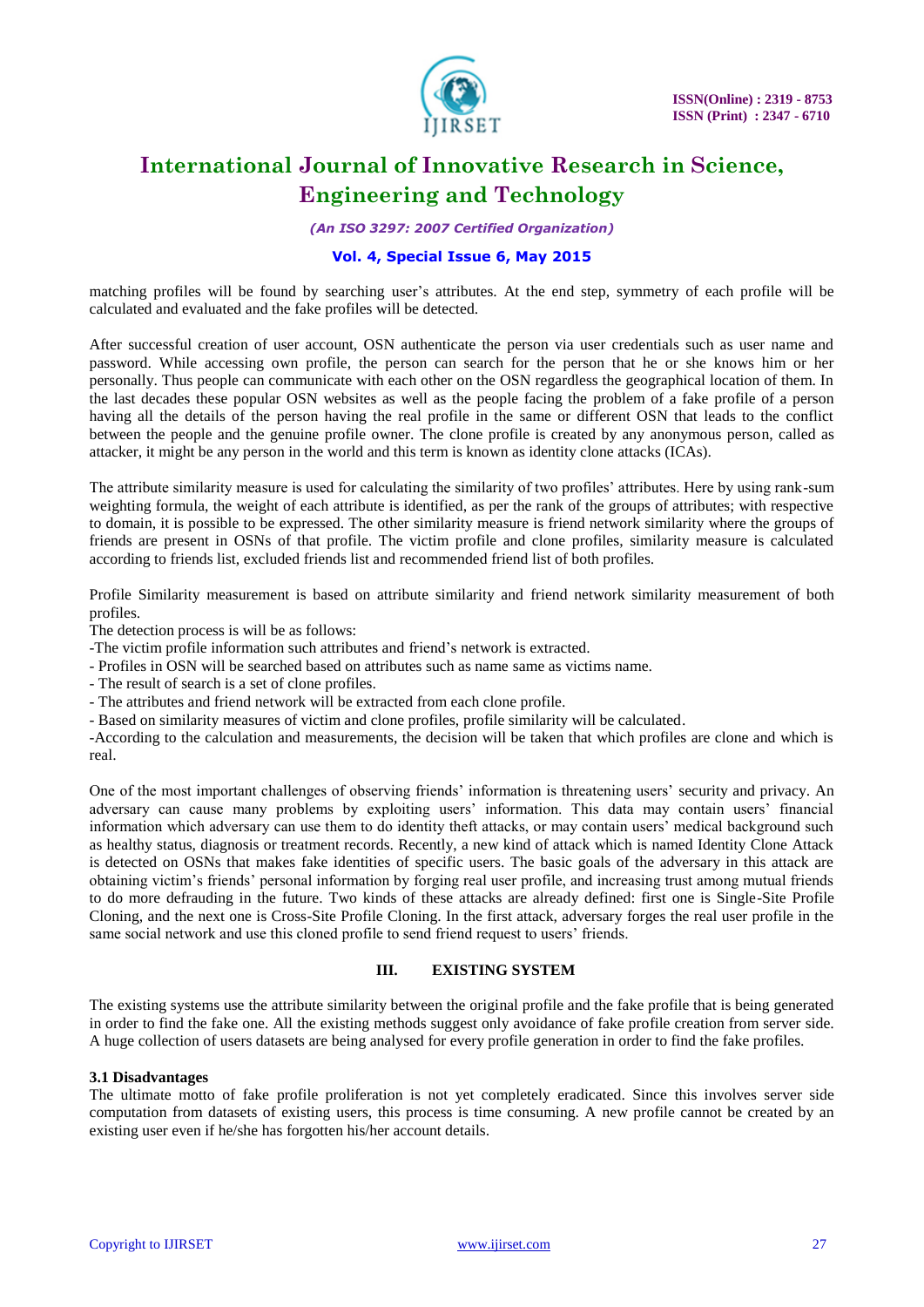matching profiles will be found by searching user's attributes. At the end step, symmetry of each profile will be calculated and evaluated and the fake profiles will be detected.

After successful creation of user account, OSN authenticate the person via user credentials such as user name and password. While accessing own profile, the person can search for the person that he or she knows him or her personally. Thus people can communicate with each other on the OSN regardless the geographical location of them. In the last decades these popular OSN websites as well as the people facing the problem of a fake profile of a person having all the details of the person having the real profile in the same or different OSN that leads to the conflict between the people and the genuine profile owner. The clone profile is created by any anonymous person, called as attacker, it might be any person in the world and this term is known as identity clone attacks (ICAs).

The attribute similarity measure is used for calculating the similarity of two profiles' attributes. Here by using rank-sum weighting formula, the weight of each attribute is identified, as per the rank of the groups of attributes; with respective to domain, it is possible to be expressed. The other similarity measure is friend network similarity where the groups of friends are present in OSNs of that profile. The victim profile and clone profiles, similarity measure is calculated according to friends list, excluded friends list and recommended friend list of both profiles.

Profile Similarity measurement is based on attribute similarity and friend network similarity measurement of both profiles.

The detection process is will be as follows:

-The victim profile information such attributes and friend's network is extracted.

- Profiles in OSN will be searched based on attributes such as name same as victims name.

- The result of search is a set of clone profiles.

- The attributes and friend network will be extracted from each clone profile.

- Based on similarity measures of victim and clone profiles, profile similarity will be calculated.

-According to the calculation and measurements, the decision will be taken that which profiles are clone and which is real.

One of the most important challenges of observing friends' information is threatening users' security and privacy. An adversary can cause many problems by exploiting users' information. This data may contain users' financial information which adversary can use them to do identity theft attacks, or may contain users' medical background such as healthy status, diagnosis or treatment records. Recently, a new kind of attack which is named Identity Clone Attack is detected on OSNs that makes fake identities of specific users. The basic goals of the adversary in this attack are obtaining victim's friends' personal information by forging real user profile, and increasing trust among mutual friends to do more defrauding in the future. Two kinds of these attacks are already defined: first one is Single-Site Profile Cloning, and the next one is Cross-Site Profile Cloning. In the first attack, adversary forges the real user profile in the same social network and use this cloned profile to send friend request to users' friends.

## III. EXISTING SYSTEM

The existing systems use the attribute similarity between the original profile and the fake profile that is being generated in order to find the fake one. All the existing methods suggest only avoidance of fake profile creation from server side. A huge collection of users datasets are being analysed for every profile generation in order to find the fake profiles.

### 3.1 Disadvantages

The ultimate motto of fake profile proliferation is not yet completely eradicated. Since this involves server side computation from datasets of existing users, this process is time consuming. A new profile cannot be created by an existing user even if he/she has forgotten his/her account details.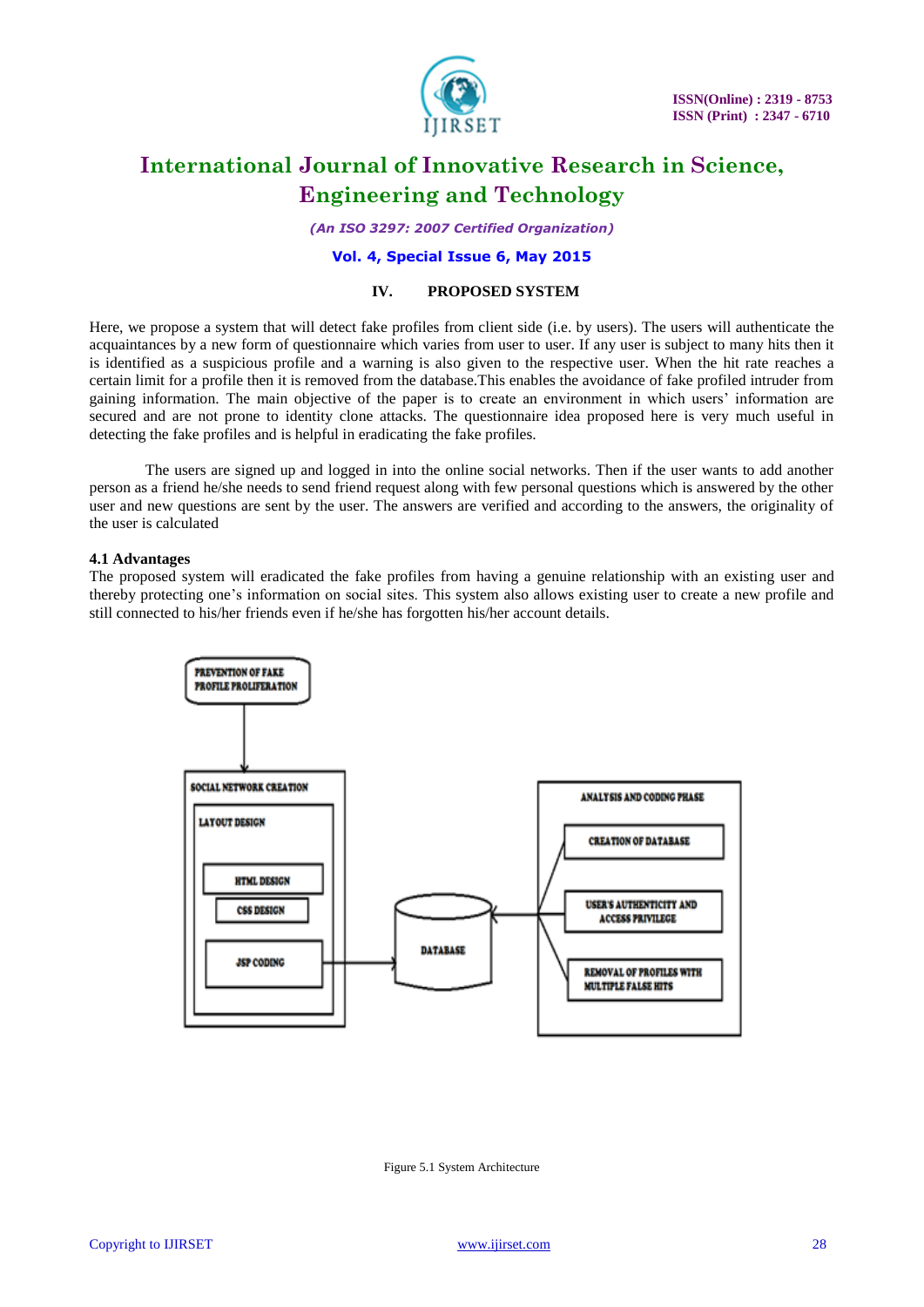## IV. PROPOSED SYSTEM

Here, we propose a system that will detect fake profiles from client side (i.e. by users). The users will authenticate the acquaintances by a new form of questionnaire which varies from user to user. If any user is subject to many hits then it is identified as a suspicious profile and a warning is also given to the respective user. When the hit rate reaches a certain limit for a profile then it is removed from the database.This enables the avoidance of fake profiled intruder from gaining information. The main objective of the paper is to create an environment in which users' information are secured and are not prone to identity clone attacks. The questionnaire idea proposed here is very much useful in detecting the fake profiles and is helpful in eradicating the fake profiles.

The users are signed up and logged in into the online social networks. Then if the user wants to add another person as a friend he/she needs to send friend request along with few personal questions which is answered by the other user and new questions are sent by the user. The answers are verified and according to the answers, the originality of the user is calculated

### 4.1 Advantages

The proposed system will eradicated the fake profiles from having a genuine relationship with an existing user and thereby protecting one's information on social sites. This system also allows existing user to create a new profile and still connected to his/her friends even if he/she has forgotten his/her account details.

PREVENTION OF FAKE PROFILE PROLIFERATION

SOCIAL NETWORK CREATION

LAYOUT DESIGN

HTML DESIGN

CSS DESIGN

JSP CODING

DATABASE

ANALYSIS AND CODING PHASE

CREATION OF DATABASE

USER'S AUTHENTICITY AND ACCESS PRIVILEGE

REMOVAL OF PROFILES WITH MULTIPLE FALSE HITS

Figure 5.1 System Architecture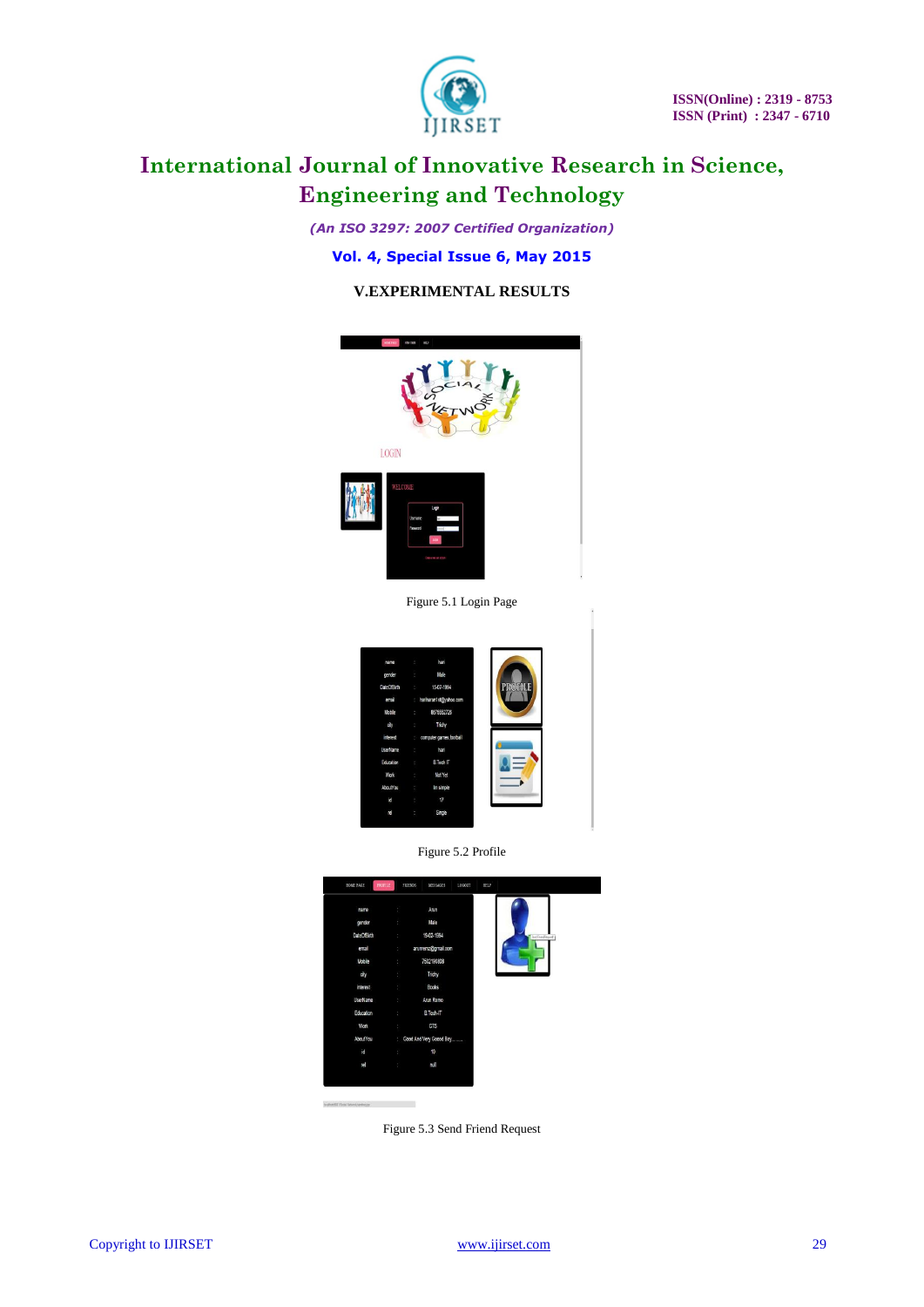## V.EXPERIMENTAL RESULTS

Figure 5.1 Login Page

Figure 5.2 Profile

Figure 5.3 Send Friend Request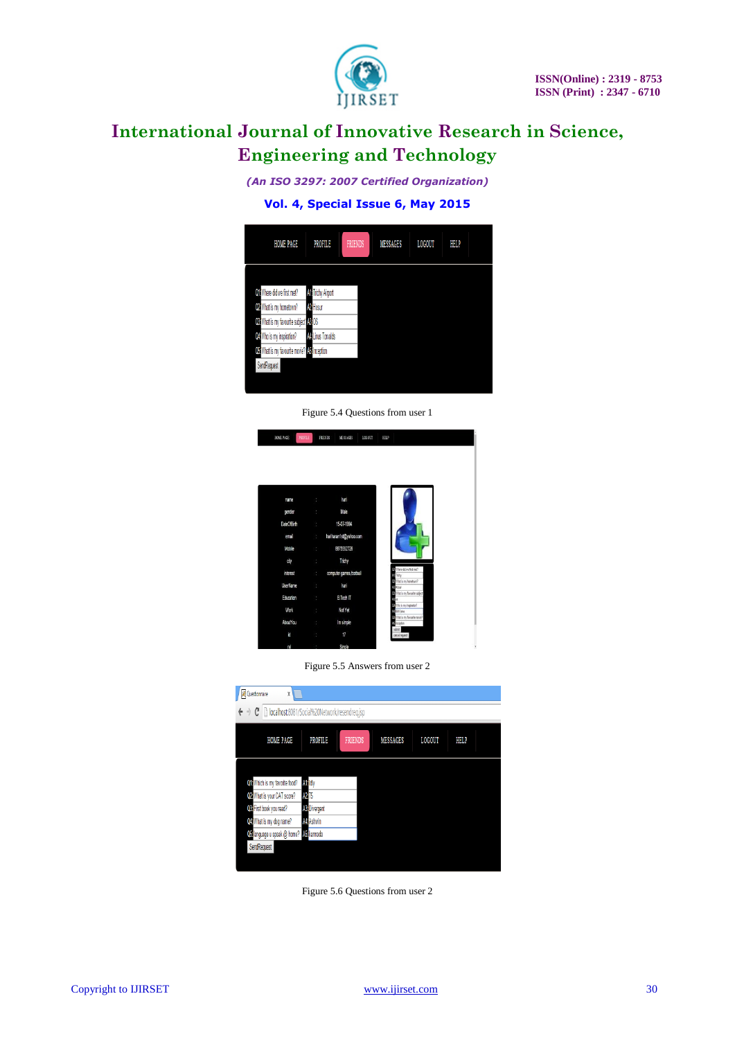Figure 5.4 Questions from user 1

Figure 5.5 Answers from user 2

Figure 5.6 Questions from user 2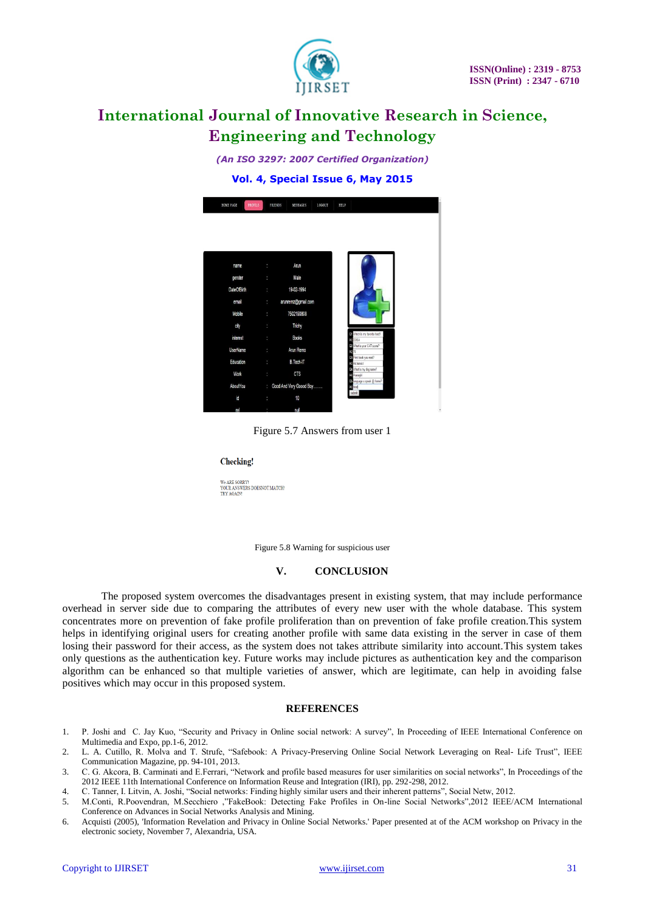Figure 5.7 Answers from user 1

Figure 5.8 Warning for suspicious user

## V. CONCLUSION

The proposed system overcomes the disadvantages present in existing system, that may include performance overhead in server side due to comparing the attributes of every new user with the whole database. This system concentrates more on prevention of fake profile proliferation than on prevention of fake profile creation.This system helps in identifying original users for creating another profile with same data existing in the server in case of them losing their password for their access, as the system does not takes attribute similarity into account.This system takes only questions as the authentication key. Future works may include pictures as authentication key and the comparison algorithm can be enhanced so that multiple varieties of answer, which are legitimate, can help in avoiding false positives which may occur in this proposed system.

## REFERENCES

1. P. Joshi and C. Jay Kuo, "Security and Privacy in Online social network: A survey", In Proceeding of IEEE International Conference on Multimedia and Expo, pp.1-6, 2012.
2. L. A. Cutillo, R. Molva and T. Strufe, "Safebook: A Privacy-Preserving Online Social Network Leveraging on Real- Life Trust", IEEE Communication Magazine, pp. 94-101, 2013.
3. C. G. Akcora, B. Carminati and E.Ferrari, "Network and profile based measures for user similarities on social networks", In Proceedings of the 2012 IEEE 11th International Conference on Information Reuse and Integration (IRI), pp. 292-298, 2012.
4. C. Tanner, I. Litvin, A. Joshi, "Social networks: Finding highly similar users and their inherent patterns", Social Netw, 2012.
5. M.Conti, R.Poovendran, M.Secchiero ,"FakeBook: Detecting Fake Profiles in On-line Social Networks",2012 IEEE/ACM International Conference on Advances in Social Networks Analysis and Mining.
6. Acquisti (2005), 'Information Revelation and Privacy in Online Social Networks.' Paper presented at of the ACM workshop on Privacy in the electronic society, November 7, Alexandria, USA.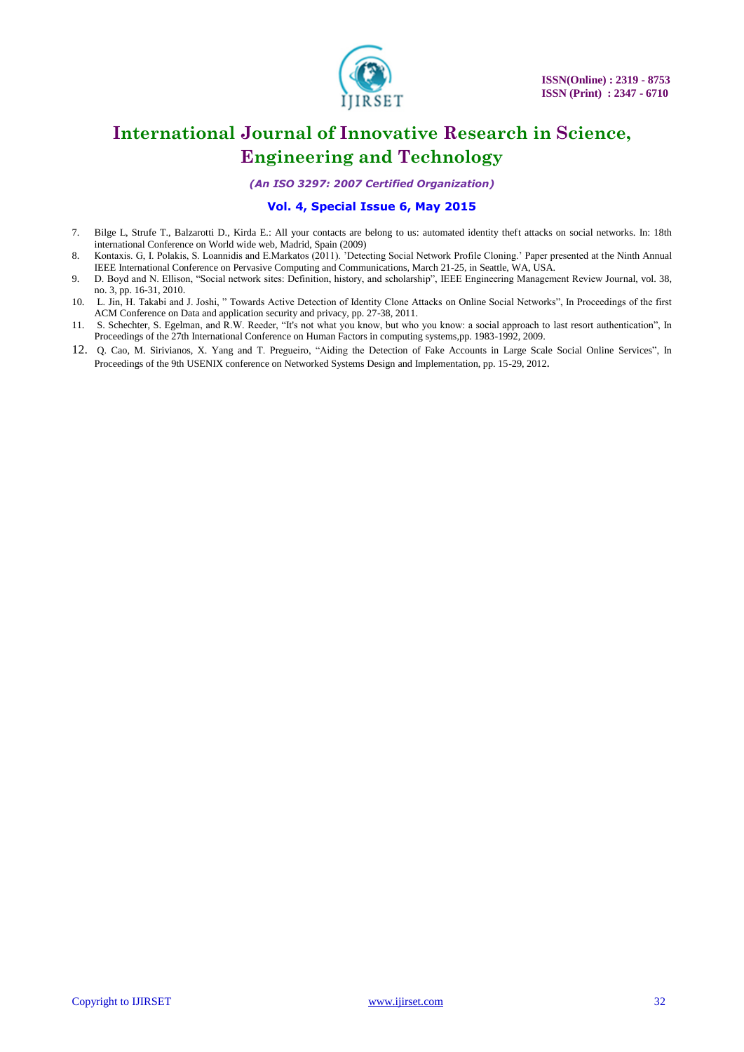7. Bilge L, Strufe T., Balzarotti D., Kirda E.: All your contacts are belong to us: automated identity theft attacks on social networks. In: 18th international Conference on World wide web, Madrid, Spain (2009)
8. Kontaxis. G, I. Polakis, S. Loannidis and E.Markatos (2011). 'Detecting Social Network Profile Cloning.' Paper presented at the Ninth Annual IEEE International Conference on Pervasive Computing and Communications, March 21-25, in Seattle, WA, USA.
9. D. Boyd and N. Ellison, "Social network sites: Definition, history, and scholarship", IEEE Engineering Management Review Journal, vol. 38, no. 3, pp. 16-31, 2010.
10. L. Jin, H. Takabi and J. Joshi, " Towards Active Detection of Identity Clone Attacks on Online Social Networks", In Proceedings of the first ACM Conference on Data and application security and privacy, pp. 27-38, 2011.
11. S. Schechter, S. Egelman, and R.W. Reeder, "It's not what you know, but who you know: a social approach to last resort authentication", In Proceedings of the 27th International Conference on Human Factors in computing systems,pp. 1983-1992, 2009.
12. Q. Cao, M. Sirivianos, X. Yang and T. Pregueiro, "Aiding the Detection of Fake Accounts in Large Scale Social Online Services", In Proceedings of the 9th USENIX conference on Networked Systems Design and Implementation, pp. 15-29, 2012.